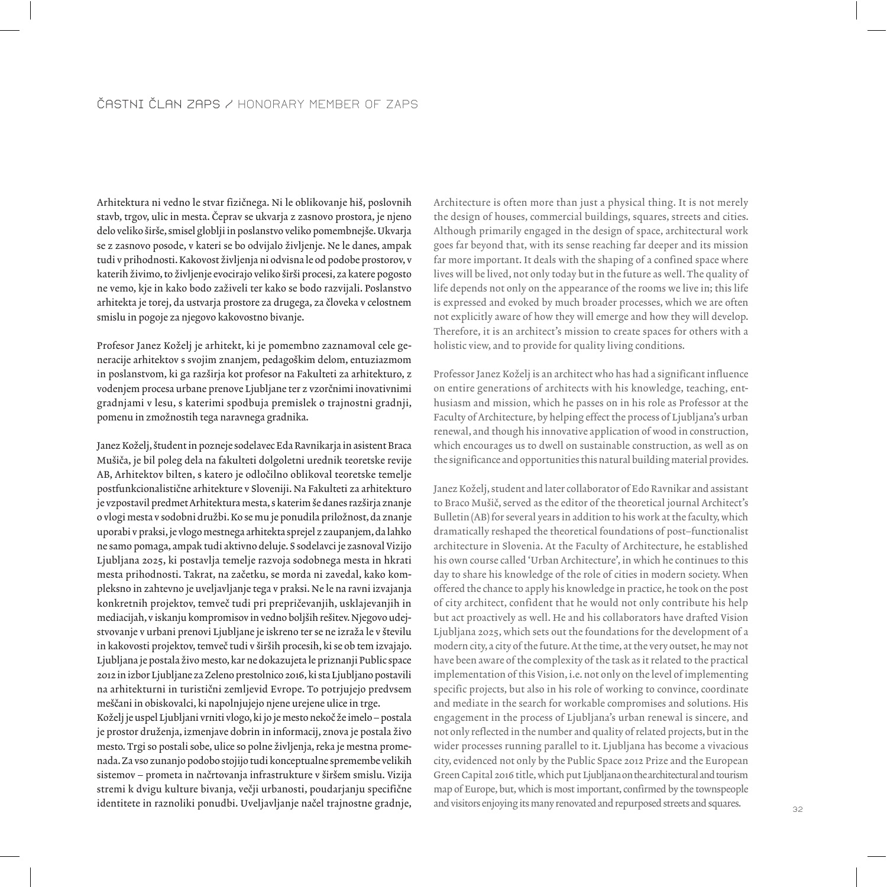# ČASTNI ČLAN ZAPS / HONORARY MEMBER OF ZAPS

Arhitektura ni vedno le stvar fizičnega. Ni le oblikovanje hiš, poslovnih stavb, trgov, ulic in mesta. Čeprav se ukvarja z zasnovo prostora, je njeno delo veliko širše, smisel globlji in poslanstvo veliko pomembnejše. Ukvarja se z zasnovo posode, v kateri se bo odvijalo življenje. Ne le danes, ampak tudi v prihodnosti. Kakovost življenja ni odvisna le od podobe prostorov, v katerih živimo, to življenje evocirajo veliko širši procesi, za katere pogosto ne vemo, kje in kako bodo zaživeli ter kako se bodo razvijali. Poslanstvo arhitekta je torej, da ustvarja prostore za drugega, za človeka v celostnem smislu in pogoje za njegovo kakovostno bivanje.

Profesor Janez Koželj je arhitekt, ki je pomembno zaznamoval cele generacije arhitektov s svojim znanjem, pedagoškim delom, entuziazmom in poslanstvom, ki ga razširja kot profesor na Fakulteti za arhitekturo, z vodenjem procesa urbane prenove Ljubljane ter z vzorčnimi inovativnimi gradnjami v lesu, s katerimi spodbuja premislek o trajnostni gradnji, pomenu in zmožnostih tega naravnega gradnika.

Janez Koželj, študent in pozneje sodelavec Eda Ravnikarja in asistent Braca Mušiča, je bil poleg dela na fakulteti dolgoletni urednik teoretske revije AB, Arhitektov bilten, s katero je odločilno oblikoval teoretske temelje postfunkcionalistične arhitekture v Sloveniji. Na Fakulteti za arhitekturo je vzpostavil predmet Arhitektura mesta, s katerim še danes razširja znanje o vlogi mesta v sodobni družbi. Ko se mu je ponudila priložnost, da znanje uporabi v praksi, je vlogo mestnega arhitekta sprejel z zaupanjem, da lahko ne samo pomaga, ampak tudi aktivno deluje. S sodelavci je zasnoval Vizijo Ljubljana 2025, ki postavlja temelje razvoja sodobnega mesta in hkrati mesta prihodnosti. Takrat, na začetku, se morda ni zavedal, kako kompleksno in zahtevno je uveljavljanje tega v praksi. Ne le na ravni izvajanja konkretnih projektov, temveč tudi pri prepričevanjih, usklajevanjih in mediacijah, v iskanju kompromisov in vedno boljših rešitev. Njegovo udejstvovanje v urbani prenovi Ljubljane je iskreno ter se ne izraža le v številu in kakovosti projektov, temveč tudi v širših procesih, ki se ob tem izvajajo. Ljubljana je postala živo mesto, kar ne dokazujeta le priznanji Public space 2012 in izbor Ljubljane za Zeleno prestolnico 2016, ki sta Ljubljano postavili na arhitekturni in turistični zemljevid Evrope. To potrjujejo predvsem meščani in obiskovalci, ki napolnjujejo njene urejene ulice in trge.
Koželj je uspel Ljubljani vrniti vlogo, ki jo je mesto nekoč že imelo – postala je prostor druženja, izmenjave dobrin in informacij, znova je postala živo mesto. Trgi so postali sobe, ulice so polne življenja, reka je mestna promenada. Za vso zunanjo podobo stojijo tudi konceptualne spremembe velikih sistemov – prometa in načrtovanja infrastrukture v širšem smislu. Vizija stremi k dvigu kulture bivanja, večji urbanosti, poudarjanju specifične identitete in raznoliki ponudbi. Uveljavljanje načel trajnostne gradnje,

Architecture is often more than just a physical thing. It is not merely the design of houses, commercial buildings, squares, streets and cities. Although primarily engaged in the design of space, architectural work goes far beyond that, with its sense reaching far deeper and its mission far more important. It deals with the shaping of a confined space where lives will be lived, not only today but in the future as well. The quality of life depends not only on the appearance of the rooms we live in; this life is expressed and evoked by much broader processes, which we are often not explicitly aware of how they will emerge and how they will develop. Therefore, it is an architect's mission to create spaces for others with a holistic view, and to provide for quality living conditions.

Professor Janez Koželj is an architect who has had a significant influence on entire generations of architects with his knowledge, teaching, enthusiasm and mission, which he passes on in his role as Professor at the Faculty of Architecture, by helping effect the process of Ljubljana's urban renewal, and though his innovative application of wood in construction, which encourages us to dwell on sustainable construction, as well as on the significance and opportunities this natural building material provides.

Janez Koželj, student and later collaborator of Edo Ravnikar and assistant to Braco Mušič, served as the editor of the theoretical journal Architect's Bulletin (AB) for several years in addition to his work at the faculty, which dramatically reshaped the theoretical foundations of post–functionalist architecture in Slovenia. At the Faculty of Architecture, he established his own course called 'Urban Architecture', in which he continues to this day to share his knowledge of the role of cities in modern society. When offered the chance to apply his knowledge in practice, he took on the post of city architect, confident that he would not only contribute his help but act proactively as well. He and his collaborators have drafted Vision Ljubljana 2025, which sets out the foundations for the development of a modern city, a city of the future. At the time, at the very outset, he may not have been aware of the complexity of the task as it related to the practical implementation of this Vision, i.e. not only on the level of implementing specific projects, but also in his role of working to convince, coordinate and mediate in the search for workable compromises and solutions. His engagement in the process of Ljubljana's urban renewal is sincere, and not only reflected in the number and quality of related projects, but in the wider processes running parallel to it. Ljubljana has become a vivacious city, evidenced not only by the Public Space 2012 Prize and the European Green Capital 2016 title, which put Ljubljana on the architectural and tourism map of Europe, but, which is most important, confirmed by the townspeople and visitors enjoying its many renovated and repurposed streets and squares.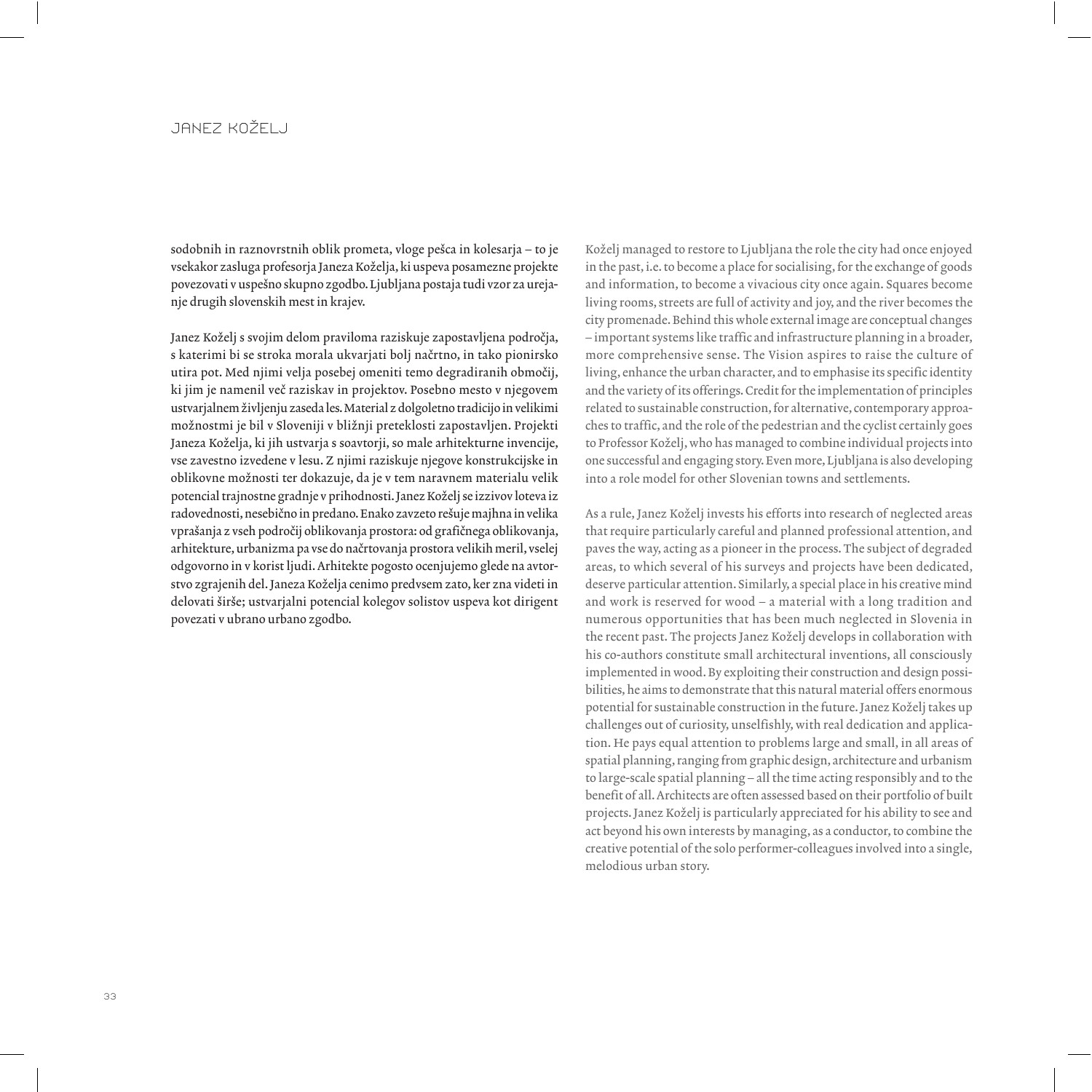# JANEZ KOŽELJ

sodobnih in raznovrstnih oblik prometa, vloge pešca in kolesarja – to je vsekakor zasluga profesorja Janeza Koželja, ki uspeva posamezne projekte povezovati v uspešno skupno zgodbo. Ljubljana postaja tudi vzor za urejanje drugih slovenskih mest in krajev.

Janez Koželj s svojim delom praviloma raziskuje zapostavljena področja, s katerimi bi se stroka morala ukvarjati bolj načrtno, in tako pionirsko utira pot. Med njimi velja posebej omeniti temo degradiranih območij, ki jim je namenil več raziskav in projektov. Posebno mesto v njegovem ustvarjalnem življenju zaseda les. Material z dolgoletno tradicijo in velikimi možnostmi je bil v Sloveniji v bližnji preteklosti zapostavljen. Projekti Janeza Koželja, ki jih ustvarja s soavtorji, so male arhitekturne invencije, vse zavestno izvedene v lesu. Z njimi raziskuje njegove konstrukcijske in oblikovne možnosti ter dokazuje, da je v tem naravnem materialu velik potencial trajnostne gradnje v prihodnosti. Janez Koželj se izzivov loteva iz radovednosti, nesebično in predano. Enako zavzeto rešuje majhna in velika vprašanja z vseh področij oblikovanja prostora: od grafičnega oblikovanja, arhitekture, urbanizma pa vse do načrtovanja prostora velikih meril, vselej odgovorno in v korist ljudi. Arhitekte pogosto ocenjujemo glede na avtorstvo zgrajenih del. Janeza Koželja cenimo predvsem zato, ker zna videti in delovati širše; ustvarjalni potencial kolegov solistov uspeva kot dirigent povezati v ubrano urbano zgodbo.

Koželj managed to restore to Ljubljana the role the city had once enjoyed in the past, i.e. to become a place for socialising, for the exchange of goods and information, to become a vivacious city once again. Squares become living rooms, streets are full of activity and joy, and the river becomes the city promenade. Behind this whole external image are conceptual changes – important systems like traffic and infrastructure planning in a broader, more comprehensive sense. The Vision aspires to raise the culture of living, enhance the urban character, and to emphasise its specific identity and the variety of its offerings. Credit for the implementation of principles related to sustainable construction, for alternative, contemporary approaches to traffic, and the role of the pedestrian and the cyclist certainly goes to Professor Koželj, who has managed to combine individual projects into one successful and engaging story. Even more, Ljubljana is also developing into a role model for other Slovenian towns and settlements.

As a rule, Janez Koželj invests his efforts into research of neglected areas that require particularly careful and planned professional attention, and paves the way, acting as a pioneer in the process. The subject of degraded areas, to which several of his surveys and projects have been dedicated, deserve particular attention. Similarly, a special place in his creative mind and work is reserved for wood – a material with a long tradition and numerous opportunities that has been much neglected in Slovenia in the recent past. The projects Janez Koželj develops in collaboration with his co-authors constitute small architectural inventions, all consciously implemented in wood. By exploiting their construction and design possibilities, he aims to demonstrate that this natural material offers enormous potential for sustainable construction in the future. Janez Koželj takes up challenges out of curiosity, unselfishly, with real dedication and application. He pays equal attention to problems large and small, in all areas of spatial planning, ranging from graphic design, architecture and urbanism to large-scale spatial planning – all the time acting responsibly and to the benefit of all. Architects are often assessed based on their portfolio of built projects. Janez Koželj is particularly appreciated for his ability to see and act beyond his own interests by managing, as a conductor, to combine the creative potential of the solo performer-colleagues involved into a single, melodious urban story.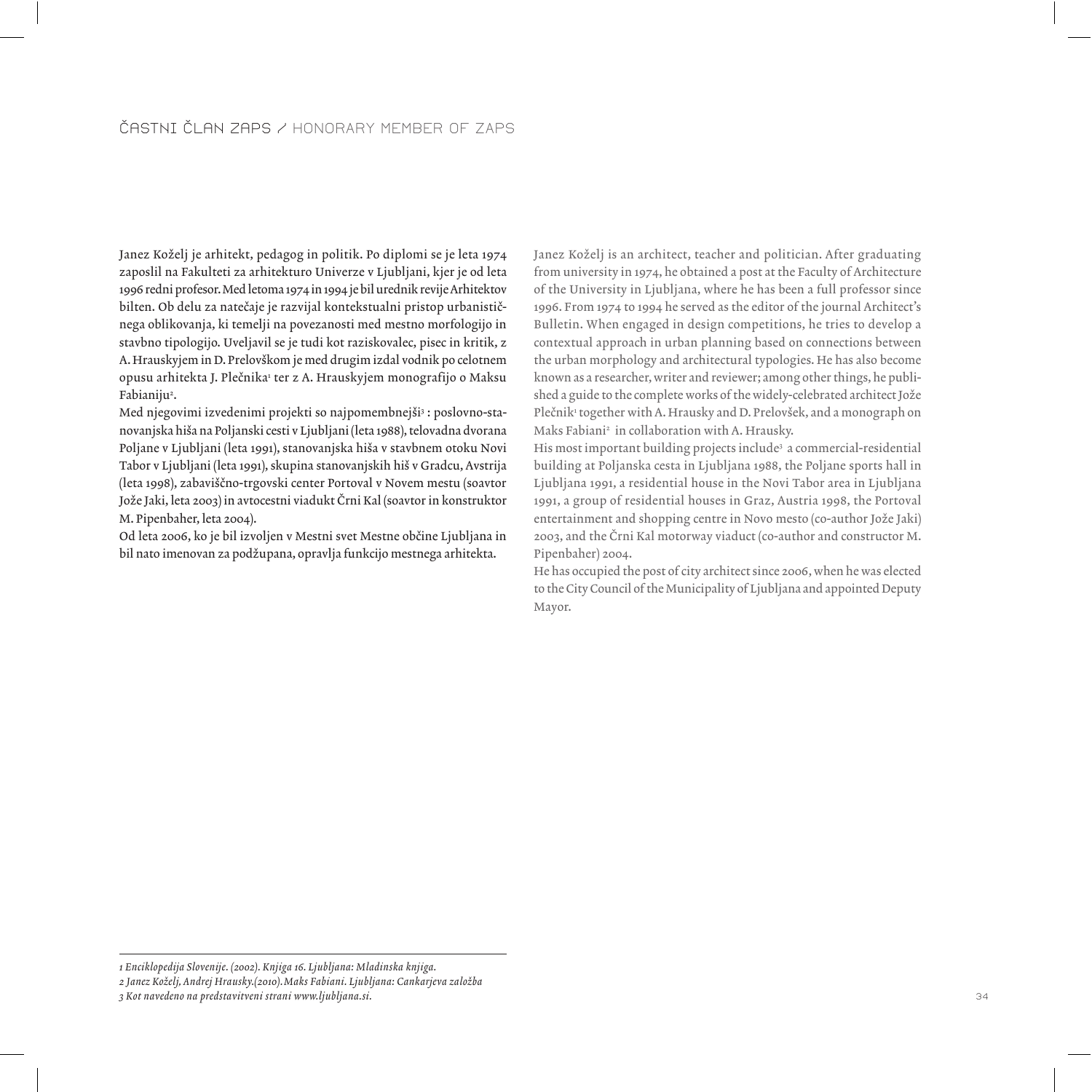## ČASTNI ČLAN ZAPS / HONORARY MEMBER OF ZAPS

Janez Koželj je arhitekt, pedagog in politik. Po diplomi se je leta 1974 zaposlil na Fakulteti za arhitekturo Univerze v Ljubljani, kjer je od leta 1996 redni profesor. Med letoma 1974 in 1994 je bil urednik revije Arhitektov bilten. Ob delu za natečaje je razvijal kontekstualni pristop urbanističnega oblikovanja, ki temelji na povezanosti med mestno morfologijo in stavbno tipologijo. Uveljavil se je tudi kot raziskovalec, pisec in kritik, z A. Hrauskyjem in D. Prelovškom je med drugim izdal vodnik po celotnem opusu arhitekta J. Plečnika[1] ter z A. Hrauskyjem monografijo o Maksu Fabianiju[2].

Med njegovimi izvedenimi projekti so najpomembnejši[3] : poslovno-stanovanjska hiša na Poljanski cesti v Ljubljani (leta 1988), telovadna dvorana Poljane v Ljubljani (leta 1991), stanovanjska hiša v stavbnem otoku Novi Tabor v Ljubljani (leta 1991), skupina stanovanjskih hiš v Gradcu, Avstrija (leta 1998), zabaviščno-trgovski center Portoval v Novem mestu (soavtor Jože Jaki, leta 2003) in avtocestni viadukt Črni Kal (soavtor in konstruktor M. Pipenbaher, leta 2004).

Od leta 2006, ko je bil izvoljen v Mestni svet Mestne občine Ljubljana in bil nato imenovan za podžupana, opravlja funkcijo mestnega arhitekta.

Janez Koželj is an architect, teacher and politician. After graduating from university in 1974, he obtained a post at the Faculty of Architecture of the University in Ljubljana, where he has been a full professor since 1996. From 1974 to 1994 he served as the editor of the journal Architect's Bulletin. When engaged in design competitions, he tries to develop a contextual approach in urban planning based on connections between the urban morphology and architectural typologies. He has also become known as a researcher, writer and reviewer; among other things, he published a guide to the complete works of the widely-celebrated architect Jože Plečnik[1] together with A. Hrausky and D. Prelovšek, and a monograph on Maks Fabiani[2] in collaboration with A. Hrausky.

His most important building projects include[3] a commercial-residential building at Poljanska cesta in Ljubljana 1988, the Poljane sports hall in Ljubljana 1991, a residential house in the Novi Tabor area in Ljubljana 1991, a group of residential houses in Graz, Austria 1998, the Portoval entertainment and shopping centre in Novo mesto (co-author Jože Jaki) 2003, and the Črni Kal motorway viaduct (co-author and constructor M. Pipenbaher) 2004.

He has occupied the post of city architect since 2006, when he was elected to the City Council of the Municipality of Ljubljana and appointed Deputy Mayor.

---

*1 Enciklopedija Slovenije. (2002). Knjiga 16. Ljubljana: Mladinska knjiga.*
*2 Janez Koželj, Andrej Hrausky.(2010).Maks Fabiani. Ljubljana: Cankarjeva založba*
*3 Kot navedeno na predstavitveni strani www.ljubljana.si.*